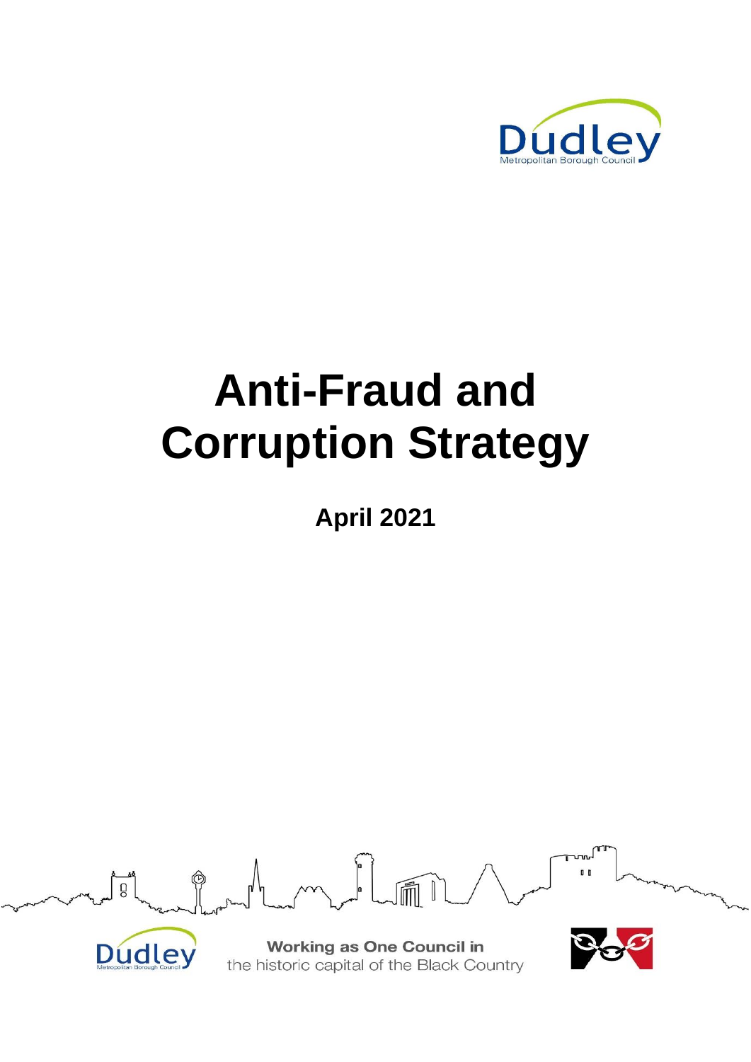# Anti-Fraud and Corruption Strategy

**April 2021**

**Working as One Council in**
the historic capital of the Black Country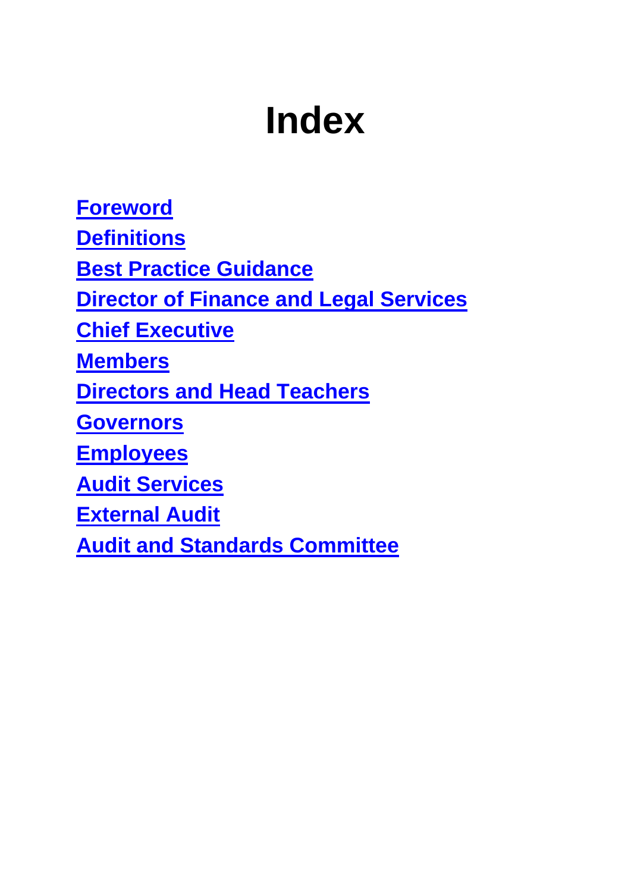# Index

**Foreword**

**Definitions**

**Best Practice Guidance**

**Director of Finance and Legal Services**

**Chief Executive**

**Members**

**Directors and Head Teachers**

**Governors**

**Employees**

**Audit Services**

**External Audit**

**Audit and Standards Committee**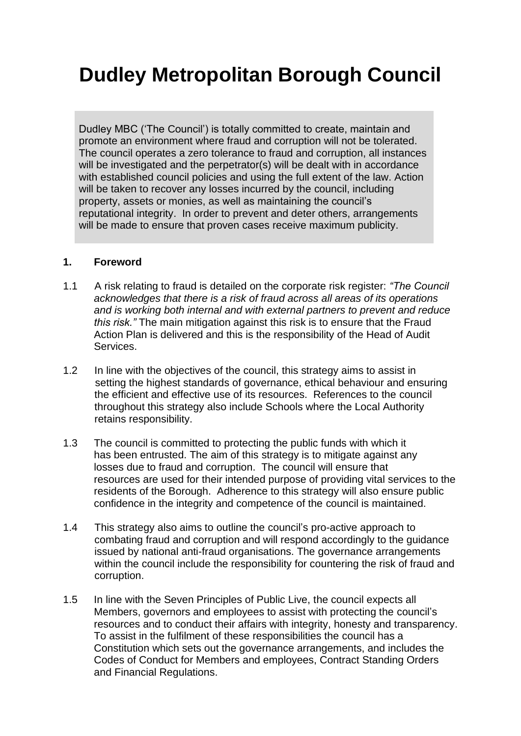# Dudley Metropolitan Borough Council

Dudley MBC ('The Council') is totally committed to create, maintain and promote an environment where fraud and corruption will not be tolerated. The council operates a zero tolerance to fraud and corruption, all instances will be investigated and the perpetrator(s) will be dealt with in accordance with established council policies and using the full extent of the law. Action will be taken to recover any losses incurred by the council, including property, assets or monies, as well as maintaining the council's reputational integrity. In order to prevent and deter others, arrangements will be made to ensure that proven cases receive maximum publicity.

**1. Foreword**

1.1 A risk relating to fraud is detailed on the corporate risk register: *"The Council acknowledges that there is a risk of fraud across all areas of its operations and is working both internal and with external partners to prevent and reduce this risk."* The main mitigation against this risk is to ensure that the Fraud Action Plan is delivered and this is the responsibility of the Head of Audit Services.

1.2 In line with the objectives of the council, this strategy aims to assist in setting the highest standards of governance, ethical behaviour and ensuring the efficient and effective use of its resources. References to the council throughout this strategy also include Schools where the Local Authority retains responsibility.

1.3 The council is committed to protecting the public funds with which it has been entrusted. The aim of this strategy is to mitigate against any losses due to fraud and corruption. The council will ensure that resources are used for their intended purpose of providing vital services to the residents of the Borough. Adherence to this strategy will also ensure public confidence in the integrity and competence of the council is maintained.

1.4 This strategy also aims to outline the council's pro-active approach to combating fraud and corruption and will respond accordingly to the guidance issued by national anti-fraud organisations. The governance arrangements within the council include the responsibility for countering the risk of fraud and corruption.

1.5 In line with the Seven Principles of Public Live, the council expects all Members, governors and employees to assist with protecting the council's resources and to conduct their affairs with integrity, honesty and transparency. To assist in the fulfilment of these responsibilities the council has a Constitution which sets out the governance arrangements, and includes the Codes of Conduct for Members and employees, Contract Standing Orders and Financial Regulations.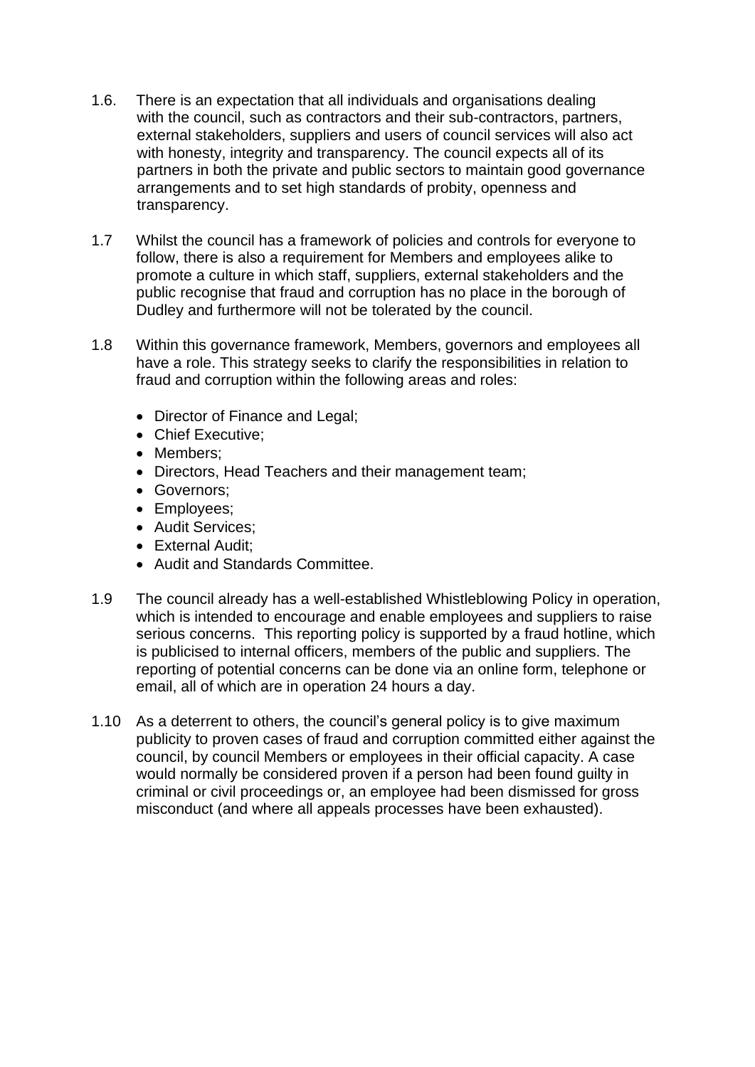1.6. There is an expectation that all individuals and organisations dealing with the council, such as contractors and their sub-contractors, partners, external stakeholders, suppliers and users of council services will also act with honesty, integrity and transparency. The council expects all of its partners in both the private and public sectors to maintain good governance arrangements and to set high standards of probity, openness and transparency.

1.7 Whilst the council has a framework of policies and controls for everyone to follow, there is also a requirement for Members and employees alike to promote a culture in which staff, suppliers, external stakeholders and the public recognise that fraud and corruption has no place in the borough of Dudley and furthermore will not be tolerated by the council.

1.8 Within this governance framework, Members, governors and employees all have a role. This strategy seeks to clarify the responsibilities in relation to fraud and corruption within the following areas and roles:

- Director of Finance and Legal;
- Chief Executive;
- Members;
- Directors, Head Teachers and their management team;
- Governors;
- Employees;
- Audit Services;
- External Audit;
- Audit and Standards Committee.

1.9 The council already has a well-established Whistleblowing Policy in operation, which is intended to encourage and enable employees and suppliers to raise serious concerns. This reporting policy is supported by a fraud hotline, which is publicised to internal officers, members of the public and suppliers. The reporting of potential concerns can be done via an online form, telephone or email, all of which are in operation 24 hours a day.

1.10 As a deterrent to others, the council's general policy is to give maximum publicity to proven cases of fraud and corruption committed either against the council, by council Members or employees in their official capacity. A case would normally be considered proven if a person had been found guilty in criminal or civil proceedings or, an employee had been dismissed for gross misconduct (and where all appeals processes have been exhausted).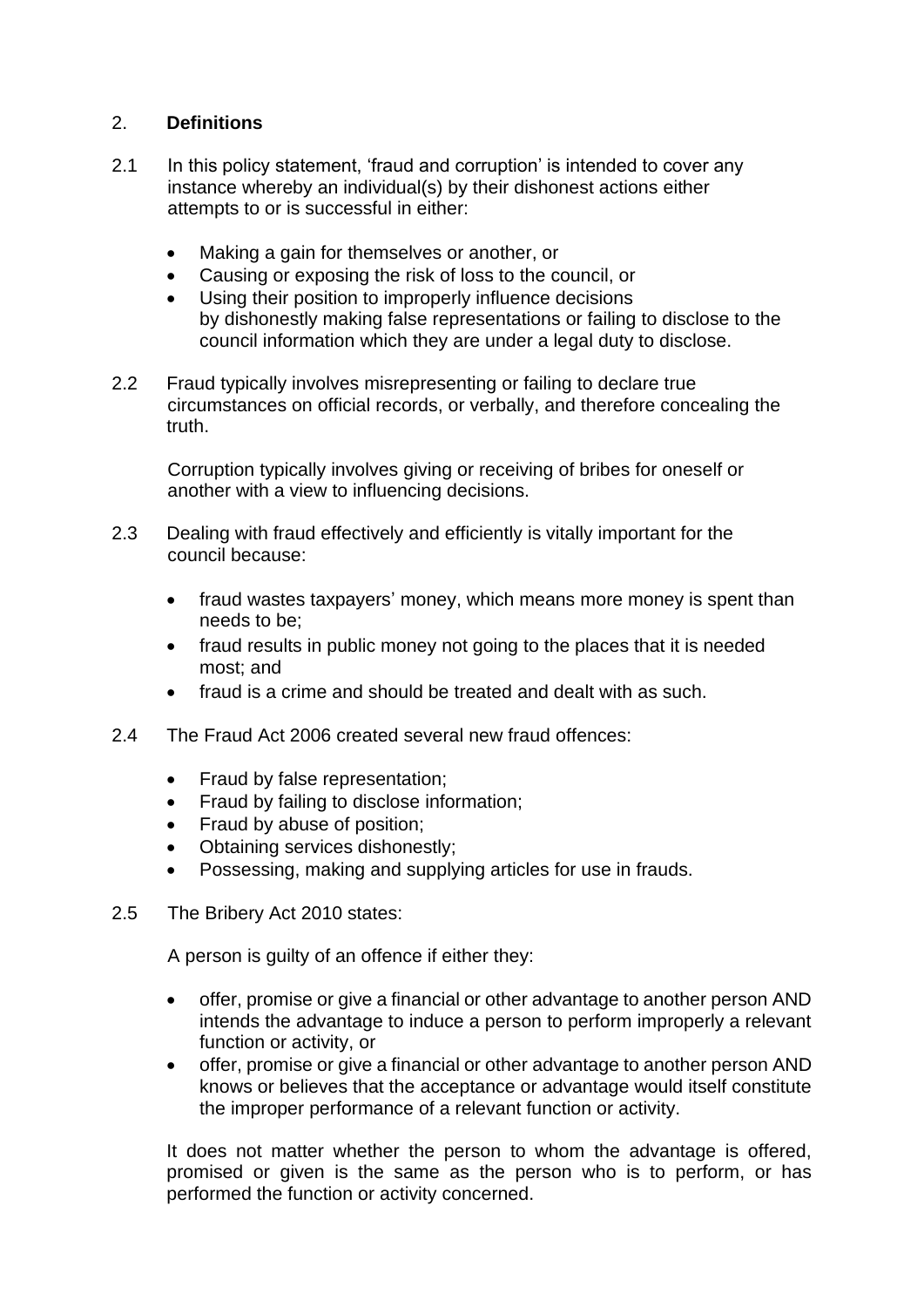## 2. **Definitions**

2.1 In this policy statement, 'fraud and corruption' is intended to cover any instance whereby an individual(s) by their dishonest actions either attempts to or is successful in either:

- Making a gain for themselves or another, or
- Causing or exposing the risk of loss to the council, or
- Using their position to improperly influence decisions by dishonestly making false representations or failing to disclose to the council information which they are under a legal duty to disclose.

2.2 Fraud typically involves misrepresenting or failing to declare true circumstances on official records, or verbally, and therefore concealing the truth.

Corruption typically involves giving or receiving of bribes for oneself or another with a view to influencing decisions.

2.3 Dealing with fraud effectively and efficiently is vitally important for the council because:

- fraud wastes taxpayers' money, which means more money is spent than needs to be;
- fraud results in public money not going to the places that it is needed most; and
- fraud is a crime and should be treated and dealt with as such.

2.4 The Fraud Act 2006 created several new fraud offences:

- Fraud by false representation;
- Fraud by failing to disclose information;
- Fraud by abuse of position;
- Obtaining services dishonestly;
- Possessing, making and supplying articles for use in frauds.

2.5 The Bribery Act 2010 states:

A person is guilty of an offence if either they:

- offer, promise or give a financial or other advantage to another person AND intends the advantage to induce a person to perform improperly a relevant function or activity, or
- offer, promise or give a financial or other advantage to another person AND knows or believes that the acceptance or advantage would itself constitute the improper performance of a relevant function or activity.

It does not matter whether the person to whom the advantage is offered, promised or given is the same as the person who is to perform, or has performed the function or activity concerned.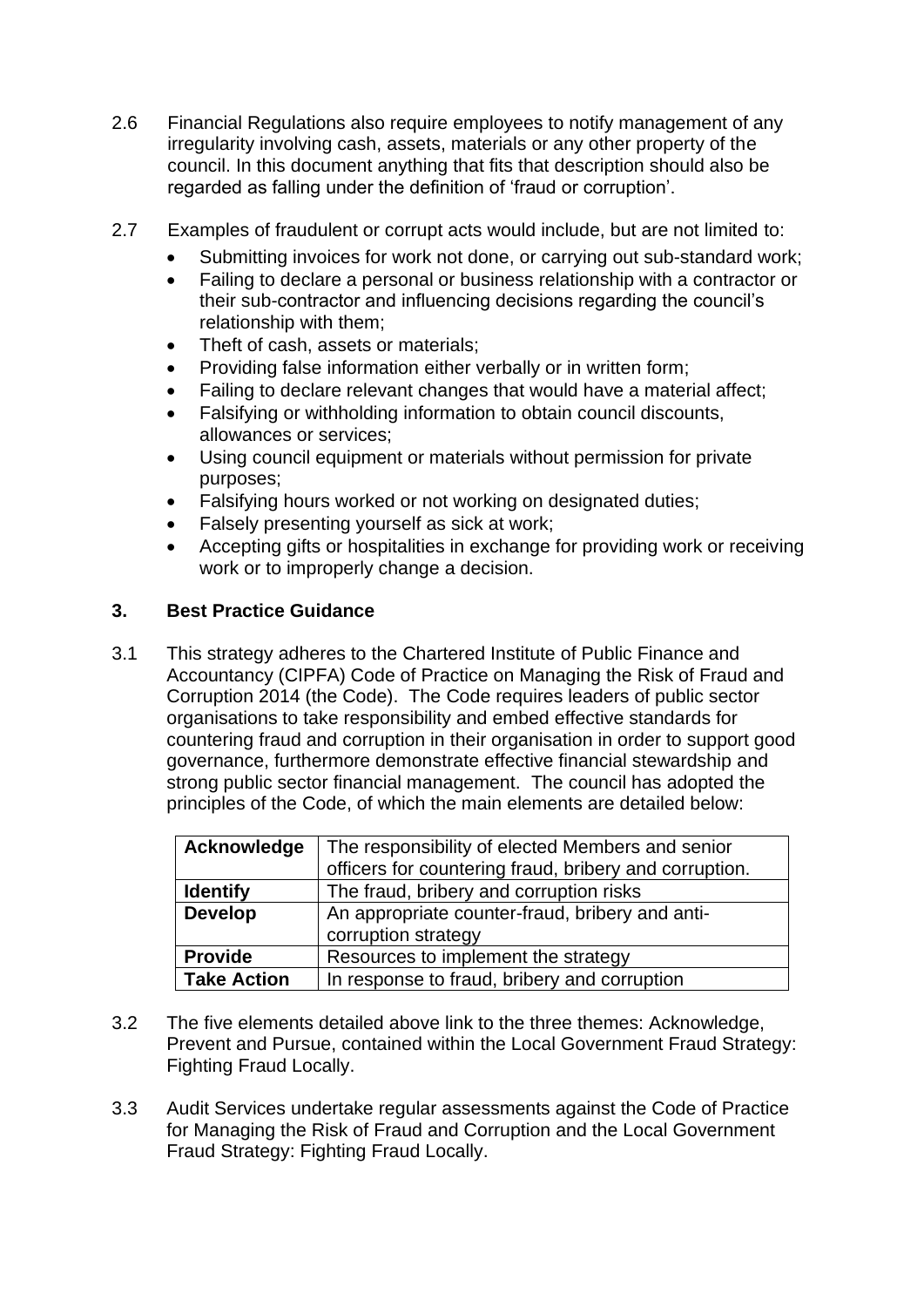2.6 Financial Regulations also require employees to notify management of any irregularity involving cash, assets, materials or any other property of the council. In this document anything that fits that description should also be regarded as falling under the definition of 'fraud or corruption'.

2.7 Examples of fraudulent or corrupt acts would include, but are not limited to:

- Submitting invoices for work not done, or carrying out sub-standard work;
- Failing to declare a personal or business relationship with a contractor or their sub-contractor and influencing decisions regarding the council's relationship with them;
- Theft of cash, assets or materials;
- Providing false information either verbally or in written form;
- Failing to declare relevant changes that would have a material affect;
- Falsifying or withholding information to obtain council discounts, allowances or services;
- Using council equipment or materials without permission for private purposes;
- Falsifying hours worked or not working on designated duties;
- Falsely presenting yourself as sick at work;
- Accepting gifts or hospitalities in exchange for providing work or receiving work or to improperly change a decision.

## 3. Best Practice Guidance

3.1 This strategy adheres to the Chartered Institute of Public Finance and Accountancy (CIPFA) Code of Practice on Managing the Risk of Fraud and Corruption 2014 (the Code). The Code requires leaders of public sector organisations to take responsibility and embed effective standards for countering fraud and corruption in their organisation in order to support good governance, furthermore demonstrate effective financial stewardship and strong public sector financial management. The council has adopted the principles of the Code, of which the main elements are detailed below:

| **Acknowledge** | The responsibility of elected Members and senior officers for countering fraud, bribery and corruption. |
|---|---|
| **Identify** | The fraud, bribery and corruption risks |
| **Develop** | An appropriate counter-fraud, bribery and anti-corruption strategy |
| **Provide** | Resources to implement the strategy |
| **Take Action** | In response to fraud, bribery and corruption |

3.2 The five elements detailed above link to the three themes: Acknowledge, Prevent and Pursue, contained within the Local Government Fraud Strategy: Fighting Fraud Locally.

3.3 Audit Services undertake regular assessments against the Code of Practice for Managing the Risk of Fraud and Corruption and the Local Government Fraud Strategy: Fighting Fraud Locally.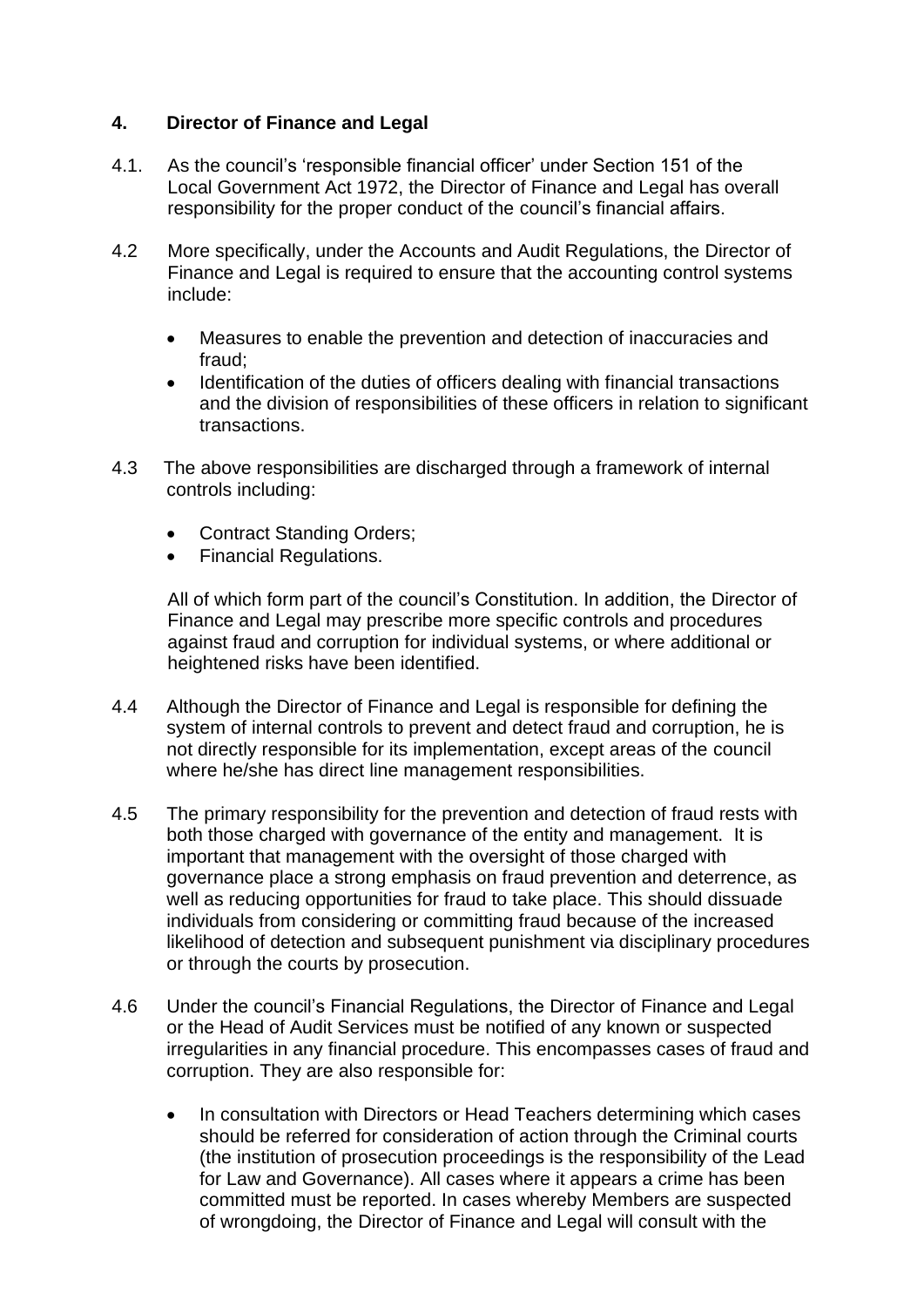## 4. Director of Finance and Legal

4.1. As the council's 'responsible financial officer' under Section 151 of the Local Government Act 1972, the Director of Finance and Legal has overall responsibility for the proper conduct of the council's financial affairs.

4.2 More specifically, under the Accounts and Audit Regulations, the Director of Finance and Legal is required to ensure that the accounting control systems include:

- Measures to enable the prevention and detection of inaccuracies and fraud;
- Identification of the duties of officers dealing with financial transactions and the division of responsibilities of these officers in relation to significant transactions.

4.3 The above responsibilities are discharged through a framework of internal controls including:

- Contract Standing Orders;
- Financial Regulations.

All of which form part of the council's Constitution. In addition, the Director of Finance and Legal may prescribe more specific controls and procedures against fraud and corruption for individual systems, or where additional or heightened risks have been identified.

4.4 Although the Director of Finance and Legal is responsible for defining the system of internal controls to prevent and detect fraud and corruption, he is not directly responsible for its implementation, except areas of the council where he/she has direct line management responsibilities.

4.5 The primary responsibility for the prevention and detection of fraud rests with both those charged with governance of the entity and management. It is important that management with the oversight of those charged with governance place a strong emphasis on fraud prevention and deterrence, as well as reducing opportunities for fraud to take place. This should dissuade individuals from considering or committing fraud because of the increased likelihood of detection and subsequent punishment via disciplinary procedures or through the courts by prosecution.

4.6 Under the council's Financial Regulations, the Director of Finance and Legal or the Head of Audit Services must be notified of any known or suspected irregularities in any financial procedure. This encompasses cases of fraud and corruption. They are also responsible for:

- In consultation with Directors or Head Teachers determining which cases should be referred for consideration of action through the Criminal courts (the institution of prosecution proceedings is the responsibility of the Lead for Law and Governance). All cases where it appears a crime has been committed must be reported. In cases whereby Members are suspected of wrongdoing, the Director of Finance and Legal will consult with the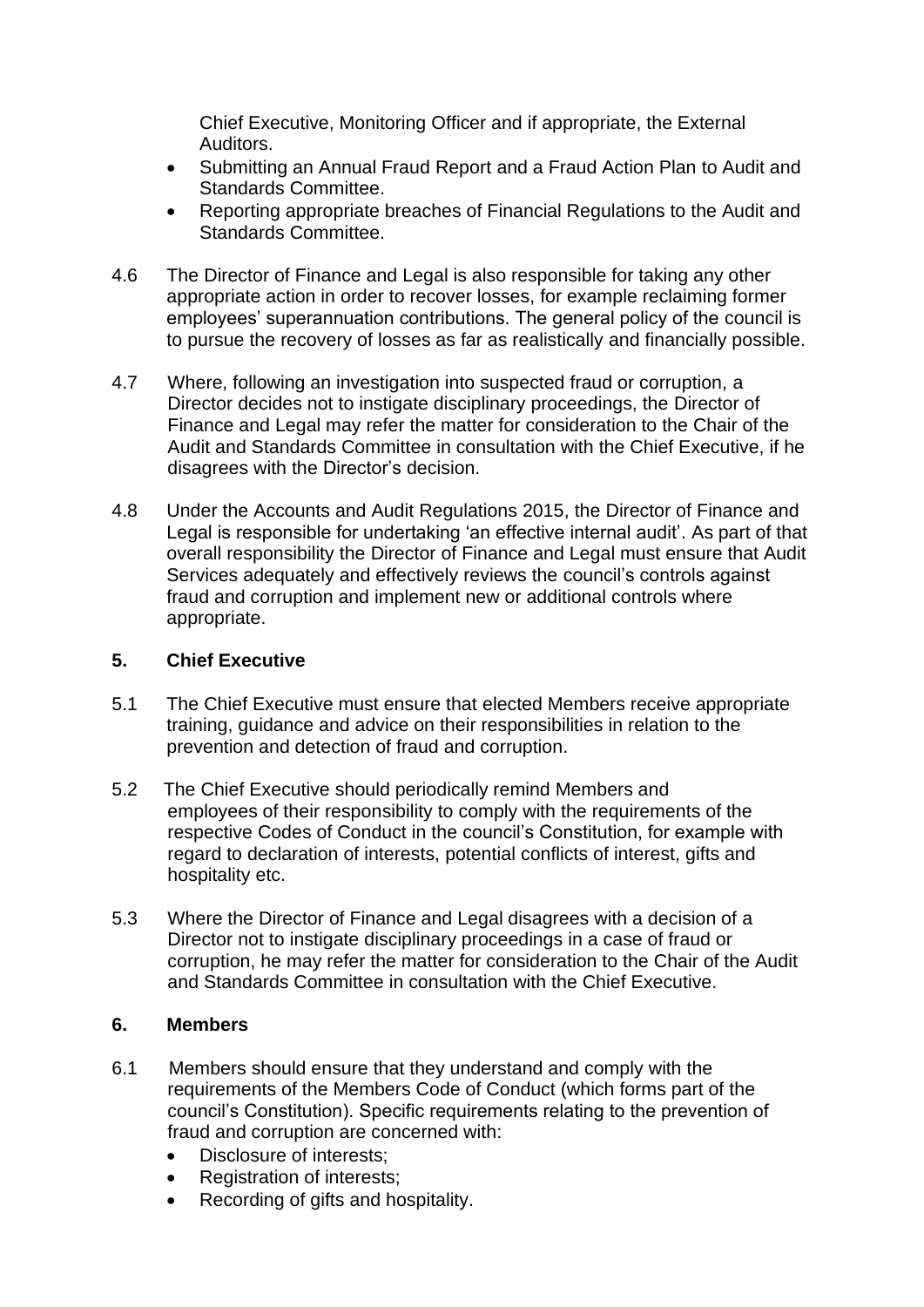Chief Executive, Monitoring Officer and if appropriate, the External Auditors.

- Submitting an Annual Fraud Report and a Fraud Action Plan to Audit and Standards Committee.
- Reporting appropriate breaches of Financial Regulations to the Audit and Standards Committee.

4.6 The Director of Finance and Legal is also responsible for taking any other appropriate action in order to recover losses, for example reclaiming former employees' superannuation contributions. The general policy of the council is to pursue the recovery of losses as far as realistically and financially possible.

4.7 Where, following an investigation into suspected fraud or corruption, a Director decides not to instigate disciplinary proceedings, the Director of Finance and Legal may refer the matter for consideration to the Chair of the Audit and Standards Committee in consultation with the Chief Executive, if he disagrees with the Director's decision.

4.8 Under the Accounts and Audit Regulations 2015, the Director of Finance and Legal is responsible for undertaking 'an effective internal audit'. As part of that overall responsibility the Director of Finance and Legal must ensure that Audit Services adequately and effectively reviews the council's controls against fraud and corruption and implement new or additional controls where appropriate.

## 5. Chief Executive

5.1 The Chief Executive must ensure that elected Members receive appropriate training, guidance and advice on their responsibilities in relation to the prevention and detection of fraud and corruption.

5.2 The Chief Executive should periodically remind Members and employees of their responsibility to comply with the requirements of the respective Codes of Conduct in the council's Constitution, for example with regard to declaration of interests, potential conflicts of interest, gifts and hospitality etc.

5.3 Where the Director of Finance and Legal disagrees with a decision of a Director not to instigate disciplinary proceedings in a case of fraud or corruption, he may refer the matter for consideration to the Chair of the Audit and Standards Committee in consultation with the Chief Executive.

## 6. Members

6.1 Members should ensure that they understand and comply with the requirements of the Members Code of Conduct (which forms part of the council's Constitution). Specific requirements relating to the prevention of fraud and corruption are concerned with:

- Disclosure of interests;
- Registration of interests;
- Recording of gifts and hospitality.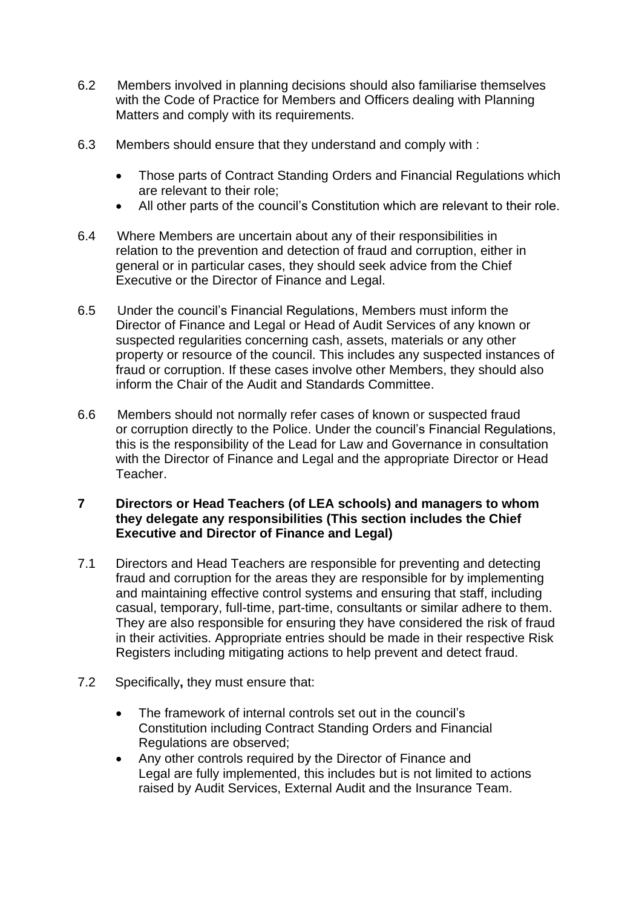6.2 Members involved in planning decisions should also familiarise themselves with the Code of Practice for Members and Officers dealing with Planning Matters and comply with its requirements.

6.3 Members should ensure that they understand and comply with :

- Those parts of Contract Standing Orders and Financial Regulations which are relevant to their role;
- All other parts of the council's Constitution which are relevant to their role.

6.4 Where Members are uncertain about any of their responsibilities in relation to the prevention and detection of fraud and corruption, either in general or in particular cases, they should seek advice from the Chief Executive or the Director of Finance and Legal.

6.5 Under the council's Financial Regulations, Members must inform the Director of Finance and Legal or Head of Audit Services of any known or suspected regularities concerning cash, assets, materials or any other property or resource of the council. This includes any suspected instances of fraud or corruption. If these cases involve other Members, they should also inform the Chair of the Audit and Standards Committee.

6.6 Members should not normally refer cases of known or suspected fraud or corruption directly to the Police. Under the council's Financial Regulations, this is the responsibility of the Lead for Law and Governance in consultation with the Director of Finance and Legal and the appropriate Director or Head Teacher.

## 7 Directors or Head Teachers (of LEA schools) and managers to whom they delegate any responsibilities (This section includes the Chief Executive and Director of Finance and Legal)

7.1 Directors and Head Teachers are responsible for preventing and detecting fraud and corruption for the areas they are responsible for by implementing and maintaining effective control systems and ensuring that staff, including casual, temporary, full-time, part-time, consultants or similar adhere to them. They are also responsible for ensuring they have considered the risk of fraud in their activities. Appropriate entries should be made in their respective Risk Registers including mitigating actions to help prevent and detect fraud.

7.2 Specifically**,** they must ensure that:

- The framework of internal controls set out in the council's Constitution including Contract Standing Orders and Financial Regulations are observed;
- Any other controls required by the Director of Finance and Legal are fully implemented, this includes but is not limited to actions raised by Audit Services, External Audit and the Insurance Team.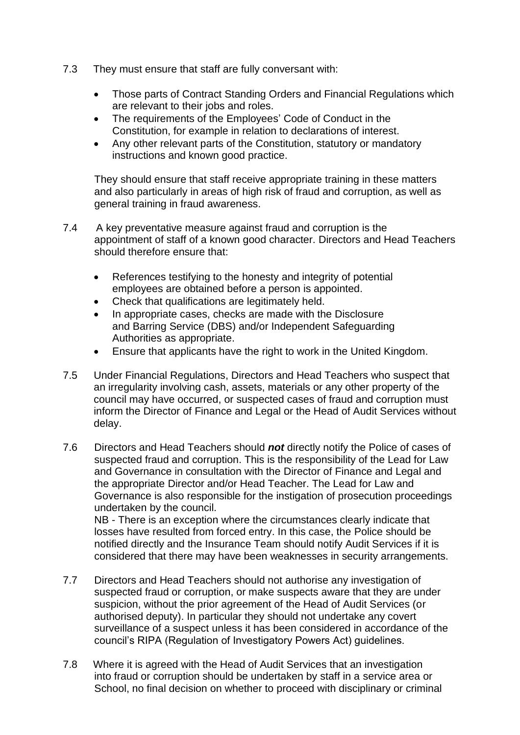7.3 They must ensure that staff are fully conversant with:

- Those parts of Contract Standing Orders and Financial Regulations which are relevant to their jobs and roles.
- The requirements of the Employees' Code of Conduct in the Constitution, for example in relation to declarations of interest.
- Any other relevant parts of the Constitution, statutory or mandatory instructions and known good practice.

They should ensure that staff receive appropriate training in these matters and also particularly in areas of high risk of fraud and corruption, as well as general training in fraud awareness.

7.4 A key preventative measure against fraud and corruption is the appointment of staff of a known good character. Directors and Head Teachers should therefore ensure that:

- References testifying to the honesty and integrity of potential employees are obtained before a person is appointed.
- Check that qualifications are legitimately held.
- In appropriate cases, checks are made with the Disclosure and Barring Service (DBS) and/or Independent Safeguarding Authorities as appropriate.
- Ensure that applicants have the right to work in the United Kingdom.

7.5 Under Financial Regulations, Directors and Head Teachers who suspect that an irregularity involving cash, assets, materials or any other property of the council may have occurred, or suspected cases of fraud and corruption must inform the Director of Finance and Legal or the Head of Audit Services without delay.

7.6 Directors and Head Teachers should ***not*** directly notify the Police of cases of suspected fraud and corruption. This is the responsibility of the Lead for Law and Governance in consultation with the Director of Finance and Legal and the appropriate Director and/or Head Teacher. The Lead for Law and Governance is also responsible for the instigation of prosecution proceedings undertaken by the council.
NB - There is an exception where the circumstances clearly indicate that losses have resulted from forced entry. In this case, the Police should be notified directly and the Insurance Team should notify Audit Services if it is considered that there may have been weaknesses in security arrangements.

7.7 Directors and Head Teachers should not authorise any investigation of suspected fraud or corruption, or make suspects aware that they are under suspicion, without the prior agreement of the Head of Audit Services (or authorised deputy). In particular they should not undertake any covert surveillance of a suspect unless it has been considered in accordance of the council's RIPA (Regulation of Investigatory Powers Act) guidelines.

7.8 Where it is agreed with the Head of Audit Services that an investigation into fraud or corruption should be undertaken by staff in a service area or School, no final decision on whether to proceed with disciplinary or criminal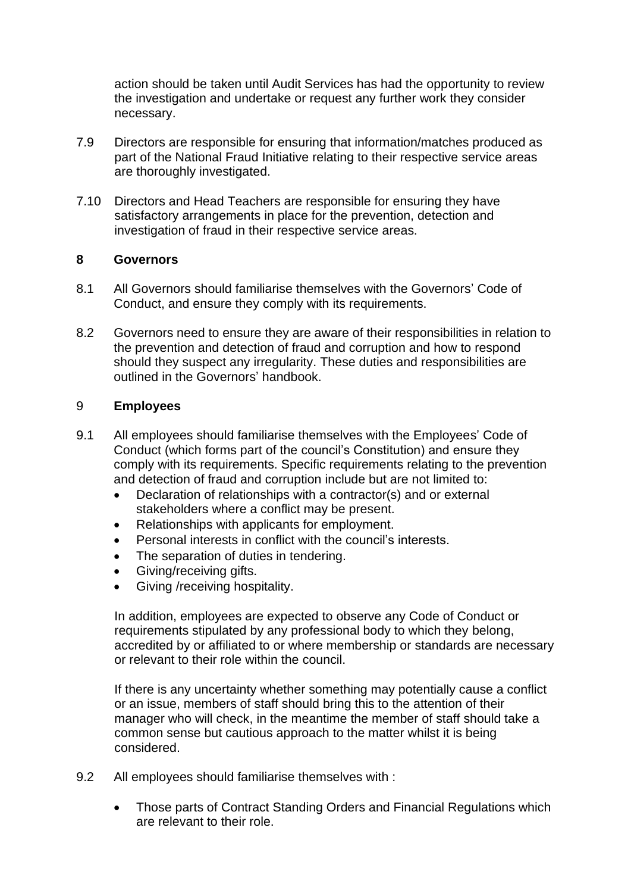action should be taken until Audit Services has had the opportunity to review the investigation and undertake or request any further work they consider necessary.

7.9 Directors are responsible for ensuring that information/matches produced as part of the National Fraud Initiative relating to their respective service areas are thoroughly investigated.

7.10 Directors and Head Teachers are responsible for ensuring they have satisfactory arrangements in place for the prevention, detection and investigation of fraud in their respective service areas.

## 8 Governors

8.1 All Governors should familiarise themselves with the Governors' Code of Conduct, and ensure they comply with its requirements.

8.2 Governors need to ensure they are aware of their responsibilities in relation to the prevention and detection of fraud and corruption and how to respond should they suspect any irregularity. These duties and responsibilities are outlined in the Governors' handbook.

## 9 Employees

9.1 All employees should familiarise themselves with the Employees' Code of Conduct (which forms part of the council's Constitution) and ensure they comply with its requirements. Specific requirements relating to the prevention and detection of fraud and corruption include but are not limited to:

- Declaration of relationships with a contractor(s) and or external stakeholders where a conflict may be present.
- Relationships with applicants for employment.
- Personal interests in conflict with the council's interests.
- The separation of duties in tendering.
- Giving/receiving gifts.
- Giving /receiving hospitality.

In addition, employees are expected to observe any Code of Conduct or requirements stipulated by any professional body to which they belong, accredited by or affiliated to or where membership or standards are necessary or relevant to their role within the council.

If there is any uncertainty whether something may potentially cause a conflict or an issue, members of staff should bring this to the attention of their manager who will check, in the meantime the member of staff should take a common sense but cautious approach to the matter whilst it is being considered.

9.2 All employees should familiarise themselves with :

- Those parts of Contract Standing Orders and Financial Regulations which are relevant to their role.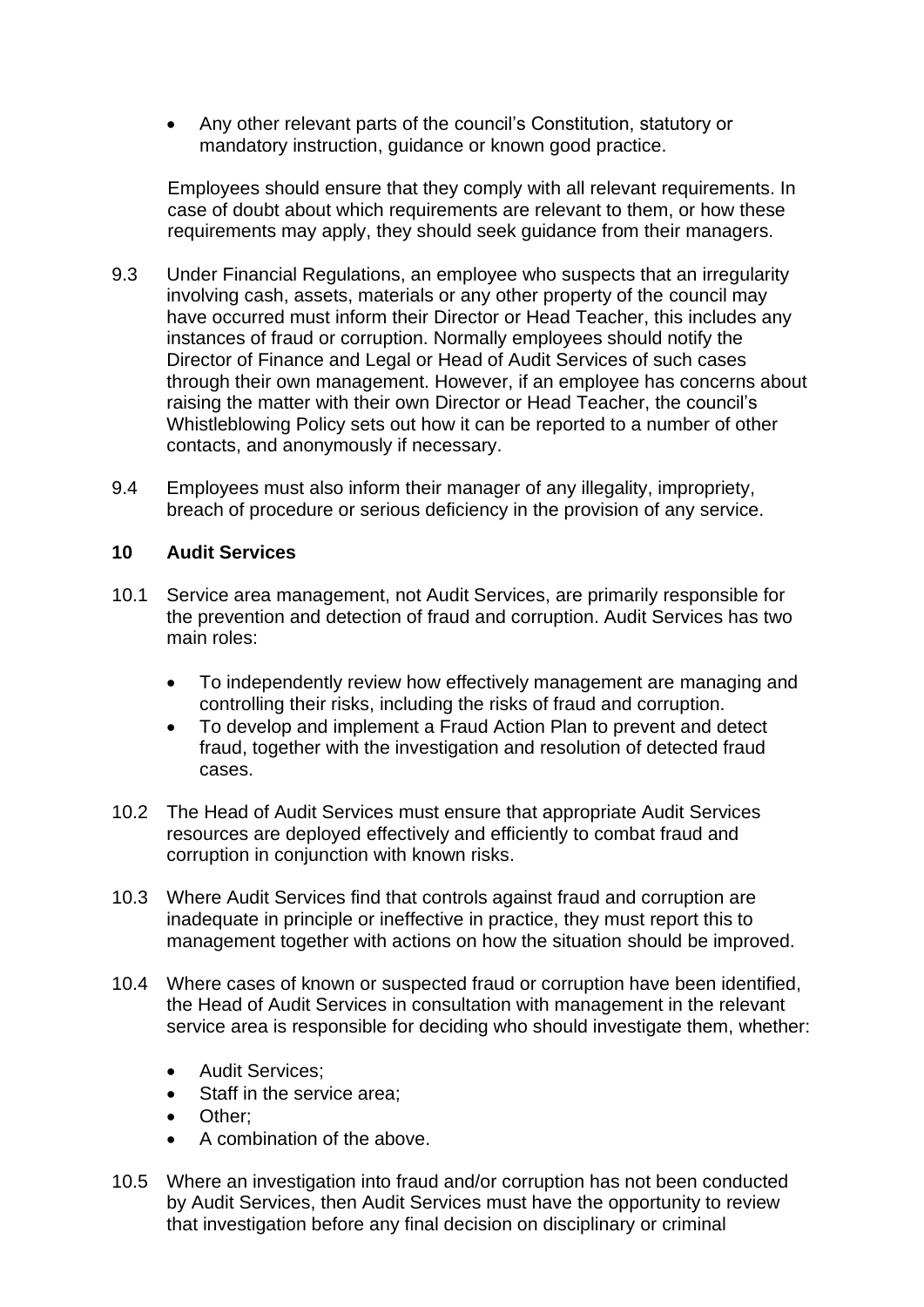- Any other relevant parts of the council's Constitution, statutory or mandatory instruction, guidance or known good practice.

Employees should ensure that they comply with all relevant requirements. In case of doubt about which requirements are relevant to them, or how these requirements may apply, they should seek guidance from their managers.

9.3 Under Financial Regulations, an employee who suspects that an irregularity involving cash, assets, materials or any other property of the council may have occurred must inform their Director or Head Teacher, this includes any instances of fraud or corruption. Normally employees should notify the Director of Finance and Legal or Head of Audit Services of such cases through their own management. However, if an employee has concerns about raising the matter with their own Director or Head Teacher, the council's Whistleblowing Policy sets out how it can be reported to a number of other contacts, and anonymously if necessary.

9.4 Employees must also inform their manager of any illegality, impropriety, breach of procedure or serious deficiency in the provision of any service.

## 10 Audit Services

10.1 Service area management, not Audit Services, are primarily responsible for the prevention and detection of fraud and corruption. Audit Services has two main roles:

- To independently review how effectively management are managing and controlling their risks, including the risks of fraud and corruption.
- To develop and implement a Fraud Action Plan to prevent and detect fraud, together with the investigation and resolution of detected fraud cases.

10.2 The Head of Audit Services must ensure that appropriate Audit Services resources are deployed effectively and efficiently to combat fraud and corruption in conjunction with known risks.

10.3 Where Audit Services find that controls against fraud and corruption are inadequate in principle or ineffective in practice, they must report this to management together with actions on how the situation should be improved.

10.4 Where cases of known or suspected fraud or corruption have been identified, the Head of Audit Services in consultation with management in the relevant service area is responsible for deciding who should investigate them, whether:

- Audit Services;
- Staff in the service area;
- Other;
- A combination of the above.

10.5 Where an investigation into fraud and/or corruption has not been conducted by Audit Services, then Audit Services must have the opportunity to review that investigation before any final decision on disciplinary or criminal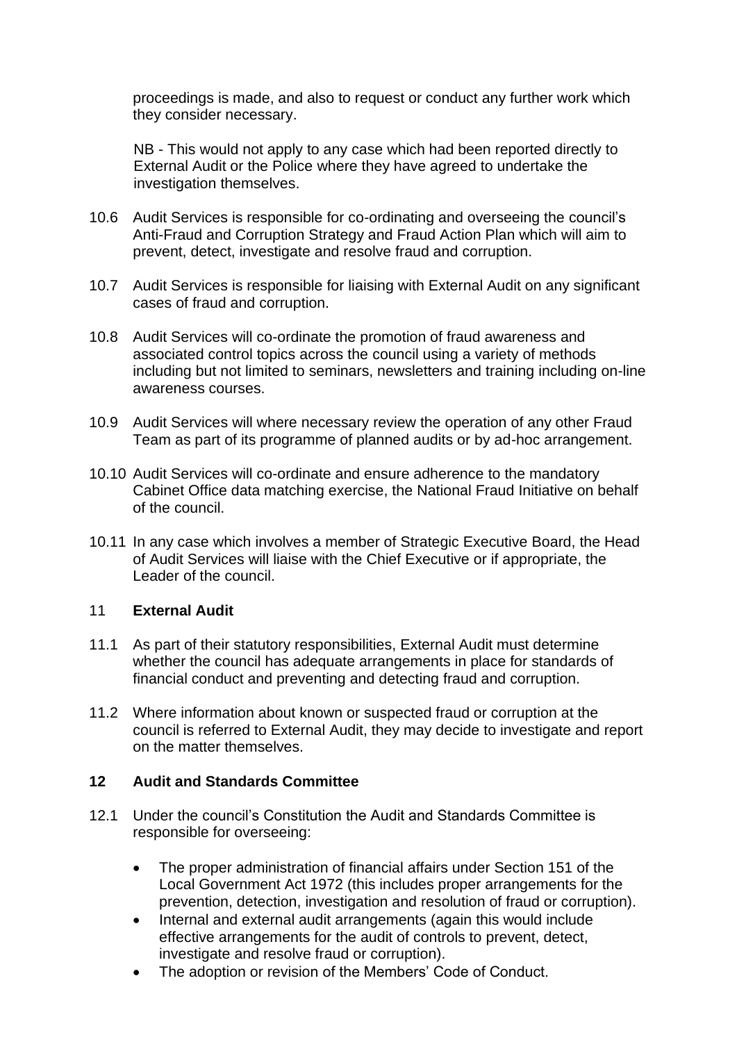proceedings is made, and also to request or conduct any further work which they consider necessary.

NB - This would not apply to any case which had been reported directly to External Audit or the Police where they have agreed to undertake the investigation themselves.

10.6 Audit Services is responsible for co-ordinating and overseeing the council's Anti-Fraud and Corruption Strategy and Fraud Action Plan which will aim to prevent, detect, investigate and resolve fraud and corruption.

10.7 Audit Services is responsible for liaising with External Audit on any significant cases of fraud and corruption.

10.8 Audit Services will co-ordinate the promotion of fraud awareness and associated control topics across the council using a variety of methods including but not limited to seminars, newsletters and training including on-line awareness courses.

10.9 Audit Services will where necessary review the operation of any other Fraud Team as part of its programme of planned audits or by ad-hoc arrangement.

10.10 Audit Services will co-ordinate and ensure adherence to the mandatory Cabinet Office data matching exercise, the National Fraud Initiative on behalf of the council.

10.11 In any case which involves a member of Strategic Executive Board, the Head of Audit Services will liaise with the Chief Executive or if appropriate, the Leader of the council.

## 11 External Audit

11.1 As part of their statutory responsibilities, External Audit must determine whether the council has adequate arrangements in place for standards of financial conduct and preventing and detecting fraud and corruption.

11.2 Where information about known or suspected fraud or corruption at the council is referred to External Audit, they may decide to investigate and report on the matter themselves.

## 12 Audit and Standards Committee

12.1 Under the council's Constitution the Audit and Standards Committee is responsible for overseeing:

- The proper administration of financial affairs under Section 151 of the Local Government Act 1972 (this includes proper arrangements for the prevention, detection, investigation and resolution of fraud or corruption).
- Internal and external audit arrangements (again this would include effective arrangements for the audit of controls to prevent, detect, investigate and resolve fraud or corruption).
- The adoption or revision of the Members' Code of Conduct.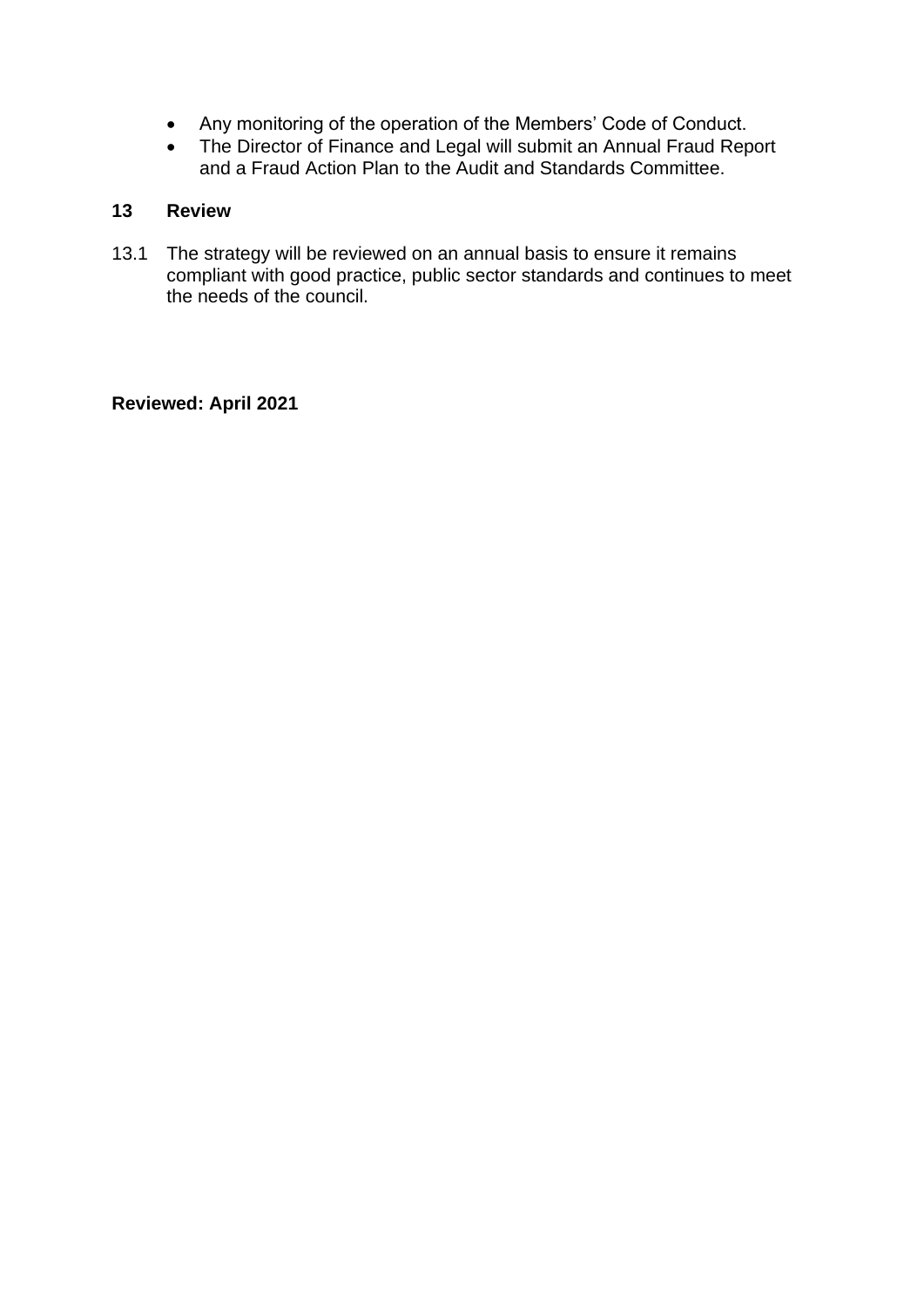- Any monitoring of the operation of the Members' Code of Conduct.
- The Director of Finance and Legal will submit an Annual Fraud Report and a Fraud Action Plan to the Audit and Standards Committee.

## 13 Review

13.1 The strategy will be reviewed on an annual basis to ensure it remains compliant with good practice, public sector standards and continues to meet the needs of the council.

**Reviewed: April 2021**